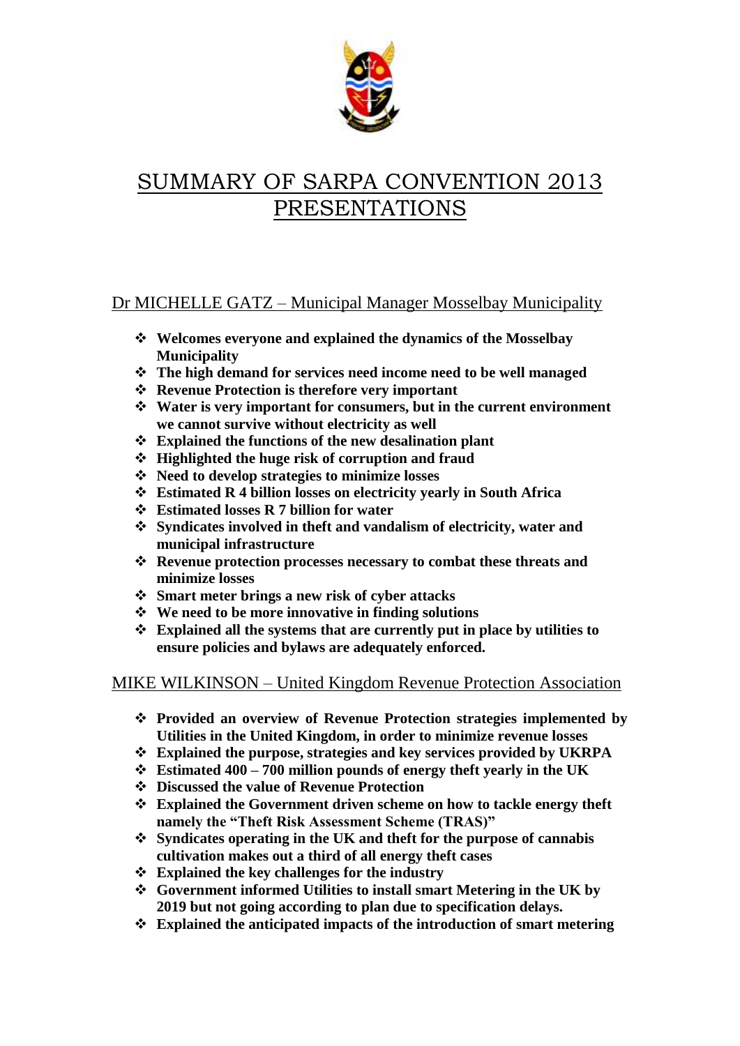# SUMMARY OF SARPA CONVENTION 2013 PRESENTATIONS

## Dr MICHELLE GATZ – Municipal Manager Mosselbay Municipality

- **Welcomes everyone and explained the dynamics of the Mosselbay Municipality**
- **The high demand for services need income need to be well managed**
- **Revenue Protection is therefore very important**
- **Water is very important for consumers, but in the current environment we cannot survive without electricity as well**
- **Explained the functions of the new desalination plant**
- **Highlighted the huge risk of corruption and fraud**
- **Need to develop strategies to minimize losses**
- **Estimated R 4 billion losses on electricity yearly in South Africa**
- **Estimated losses R 7 billion for water**
- **Syndicates involved in theft and vandalism of electricity, water and municipal infrastructure**
- **Revenue protection processes necessary to combat these threats and minimize losses**
- **Smart meter brings a new risk of cyber attacks**
- **We need to be more innovative in finding solutions**
- **Explained all the systems that are currently put in place by utilities to ensure policies and bylaws are adequately enforced.**

## MIKE WILKINSON – United Kingdom Revenue Protection Association

- **Provided an overview of Revenue Protection strategies implemented by Utilities in the United Kingdom, in order to minimize revenue losses**
- **Explained the purpose, strategies and key services provided by UKRPA**
- **Estimated 400 – 700 million pounds of energy theft yearly in the UK**
- **Discussed the value of Revenue Protection**
- **Explained the Government driven scheme on how to tackle energy theft namely the "Theft Risk Assessment Scheme (TRAS)"**
- **Syndicates operating in the UK and theft for the purpose of cannabis cultivation makes out a third of all energy theft cases**
- **Explained the key challenges for the industry**
- **Government informed Utilities to install smart Metering in the UK by 2019 but not going according to plan due to specification delays.**
- **Explained the anticipated impacts of the introduction of smart metering**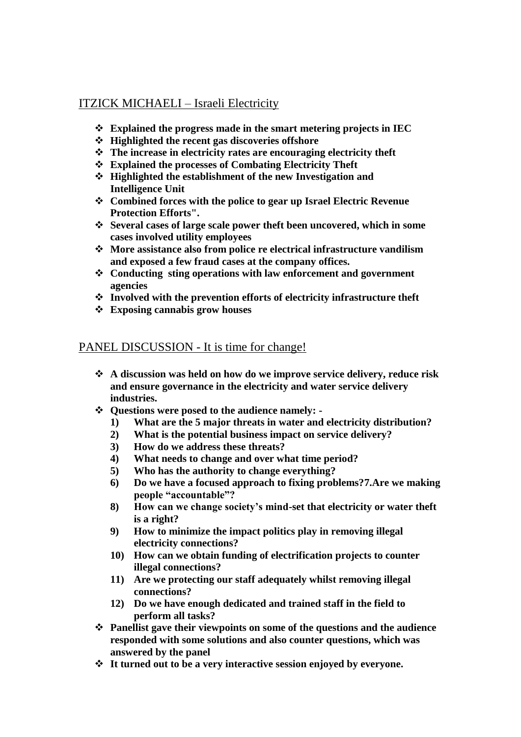## ITZICK MICHAELI – Israeli Electricity

- **Explained the progress made in the smart metering projects in IEC**
- **Highlighted the recent gas discoveries offshore**
- **The increase in electricity rates are encouraging electricity theft**
- **Explained the processes of Combating Electricity Theft**
- **Highlighted the establishment of the new Investigation and Intelligence Unit**
- **Combined forces with the police to gear up Israel Electric Revenue Protection Efforts".**
- **Several cases of large scale power theft been uncovered, which in some cases involved utility employees**
- **More assistance also from police re electrical infrastructure vandilism and exposed a few fraud cases at the company offices.**
- **Conducting sting operations with law enforcement and government agencies**
- **Involved with the prevention efforts of electricity infrastructure theft**
- **Exposing cannabis grow houses**

## PANEL DISCUSSION - It is time for change!

- **A discussion was held on how do we improve service delivery, reduce risk and ensure governance in the electricity and water service delivery industries.**
- **Questions were posed to the audience namely: -**
  1) **What are the 5 major threats in water and electricity distribution?**
  2) **What is the potential business impact on service delivery?**
  3) **How do we address these threats?**
  4) **What needs to change and over what time period?**
  5) **Who has the authority to change everything?**
  6) **Do we have a focused approach to fixing problems?7.Are we making people "accountable"?**
  8) **How can we change society's mind-set that electricity or water theft is a right?**
  9) **How to minimize the impact politics play in removing illegal electricity connections?**
  10) **How can we obtain funding of electrification projects to counter illegal connections?**
  11) **Are we protecting our staff adequately whilst removing illegal connections?**
  12) **Do we have enough dedicated and trained staff in the field to perform all tasks?**
- **Panellist gave their viewpoints on some of the questions and the audience responded with some solutions and also counter questions, which was answered by the panel**
- **It turned out to be a very interactive session enjoyed by everyone.**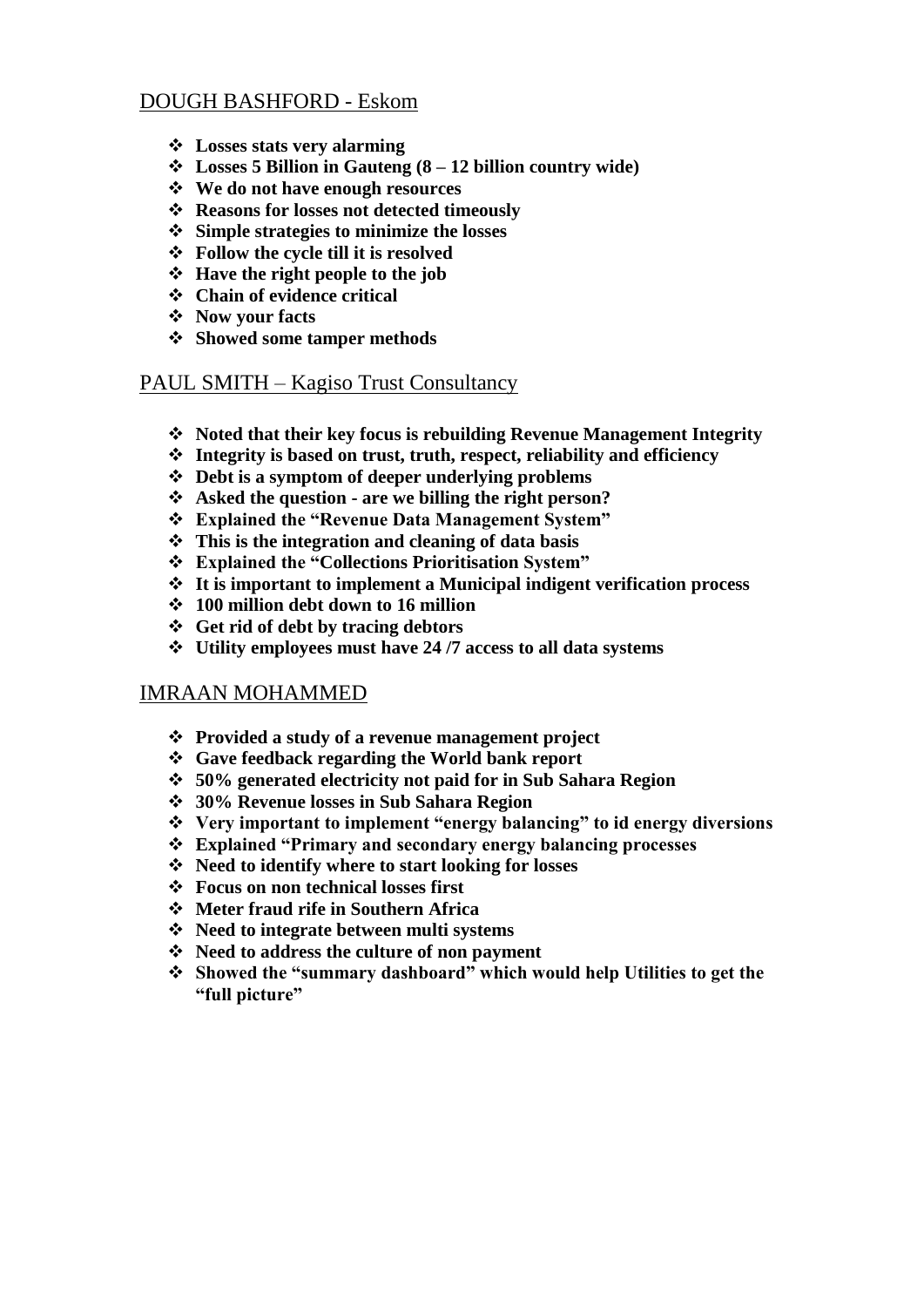## DOUGH BASHFORD - Eskom

- **Losses stats very alarming**
- **Losses 5 Billion in Gauteng (8 – 12 billion country wide)**
- **We do not have enough resources**
- **Reasons for losses not detected timeously**
- **Simple strategies to minimize the losses**
- **Follow the cycle till it is resolved**
- **Have the right people to the job**
- **Chain of evidence critical**
- **Now your facts**
- **Showed some tamper methods**

## PAUL SMITH – Kagiso Trust Consultancy

- **Noted that their key focus is rebuilding Revenue Management Integrity**
- **Integrity is based on trust, truth, respect, reliability and efficiency**
- **Debt is a symptom of deeper underlying problems**
- **Asked the question - are we billing the right person?**
- **Explained the "Revenue Data Management System"**
- **This is the integration and cleaning of data basis**
- **Explained the "Collections Prioritisation System"**
- **It is important to implement a Municipal indigent verification process**
- **100 million debt down to 16 million**
- **Get rid of debt by tracing debtors**
- **Utility employees must have 24 /7 access to all data systems**

## IMRAAN MOHAMMED

- **Provided a study of a revenue management project**
- **Gave feedback regarding the World bank report**
- **50% generated electricity not paid for in Sub Sahara Region**
- **30% Revenue losses in Sub Sahara Region**
- **Very important to implement "energy balancing" to id energy diversions**
- **Explained "Primary and secondary energy balancing processes**
- **Need to identify where to start looking for losses**
- **Focus on non technical losses first**
- **Meter fraud rife in Southern Africa**
- **Need to integrate between multi systems**
- **Need to address the culture of non payment**
- **Showed the "summary dashboard" which would help Utilities to get the "full picture"**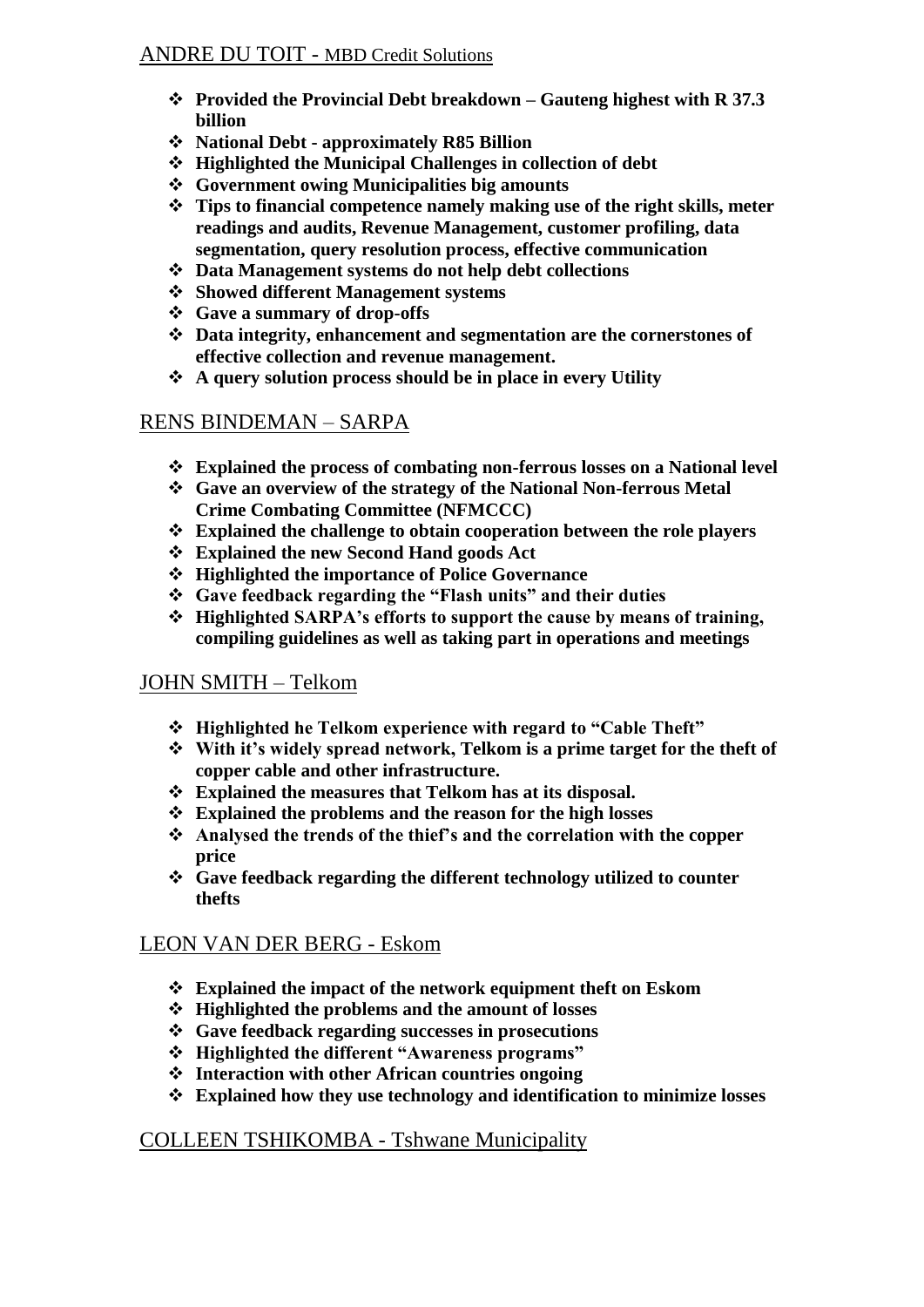## ANDRE DU TOIT - MBD Credit Solutions

- **Provided the Provincial Debt breakdown – Gauteng highest with R 37.3 billion**
- **National Debt - approximately R85 Billion**
- **Highlighted the Municipal Challenges in collection of debt**
- **Government owing Municipalities big amounts**
- **Tips to financial competence namely making use of the right skills, meter readings and audits, Revenue Management, customer profiling, data segmentation, query resolution process, effective communication**
- **Data Management systems do not help debt collections**
- **Showed different Management systems**
- **Gave a summary of drop-offs**
- **Data integrity, enhancement and segmentation are the cornerstones of effective collection and revenue management.**
- **A query solution process should be in place in every Utility**

## RENS BINDEMAN – SARPA

- **Explained the process of combating non-ferrous losses on a National level**
- **Gave an overview of the strategy of the National Non-ferrous Metal Crime Combating Committee (NFMCCC)**
- **Explained the challenge to obtain cooperation between the role players**
- **Explained the new Second Hand goods Act**
- **Highlighted the importance of Police Governance**
- **Gave feedback regarding the "Flash units" and their duties**
- **Highlighted SARPA's efforts to support the cause by means of training, compiling guidelines as well as taking part in operations and meetings**

## JOHN SMITH – Telkom

- **Highlighted he Telkom experience with regard to "Cable Theft"**
- **With it's widely spread network, Telkom is a prime target for the theft of copper cable and other infrastructure.**
- **Explained the measures that Telkom has at its disposal.**
- **Explained the problems and the reason for the high losses**
- **Analysed the trends of the thief's and the correlation with the copper price**
- **Gave feedback regarding the different technology utilized to counter thefts**

## LEON VAN DER BERG - Eskom

- **Explained the impact of the network equipment theft on Eskom**
- **Highlighted the problems and the amount of losses**
- **Gave feedback regarding successes in prosecutions**
- **Highlighted the different "Awareness programs"**
- **Interaction with other African countries ongoing**
- **Explained how they use technology and identification to minimize losses**

## COLLEEN TSHIKOMBA - Tshwane Municipality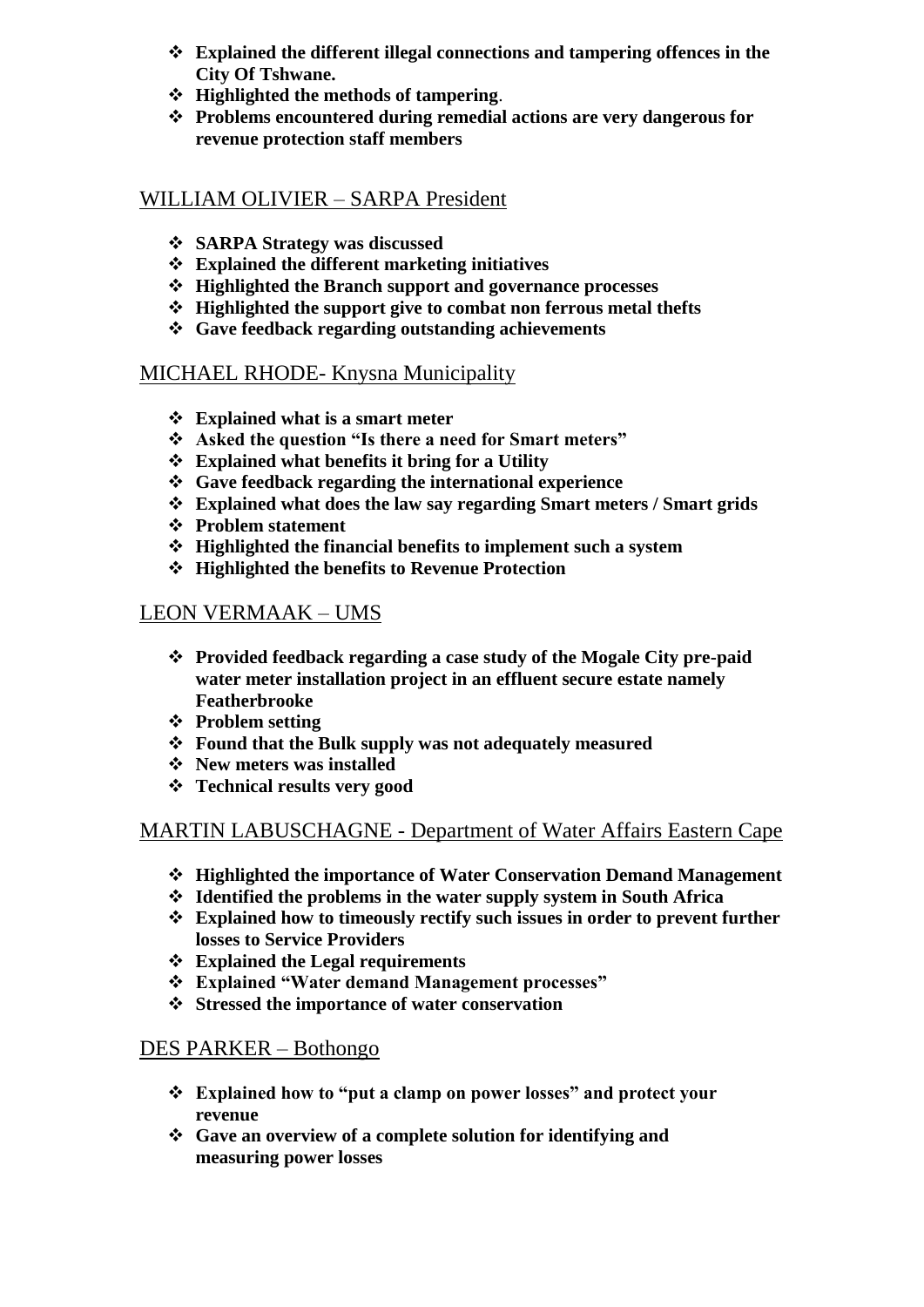- **Explained the different illegal connections and tampering offences in the City Of Tshwane.**
- **Highlighted the methods of tampering**.
- **Problems encountered during remedial actions are very dangerous for revenue protection staff members**

## WILLIAM OLIVIER – SARPA President

- **SARPA Strategy was discussed**
- **Explained the different marketing initiatives**
- **Highlighted the Branch support and governance processes**
- **Highlighted the support give to combat non ferrous metal thefts**
- **Gave feedback regarding outstanding achievements**

## MICHAEL RHODE- Knysna Municipality

- **Explained what is a smart meter**
- **Asked the question "Is there a need for Smart meters"**
- **Explained what benefits it bring for a Utility**
- **Gave feedback regarding the international experience**
- **Explained what does the law say regarding Smart meters / Smart grids**
- **Problem statement**
- **Highlighted the financial benefits to implement such a system**
- **Highlighted the benefits to Revenue Protection**

## LEON VERMAAK – UMS

- **Provided feedback regarding a case study of the Mogale City pre-paid water meter installation project in an effluent secure estate namely Featherbrooke**
- **Problem setting**
- **Found that the Bulk supply was not adequately measured**
- **New meters was installed**
- **Technical results very good**

## MARTIN LABUSCHAGNE - Department of Water Affairs Eastern Cape

- **Highlighted the importance of Water Conservation Demand Management**
- **Identified the problems in the water supply system in South Africa**
- **Explained how to timeously rectify such issues in order to prevent further losses to Service Providers**
- **Explained the Legal requirements**
- **Explained "Water demand Management processes"**
- **Stressed the importance of water conservation**

## DES PARKER – Bothongo

- **Explained how to "put a clamp on power losses" and protect your revenue**
- **Gave an overview of a complete solution for identifying and measuring power losses**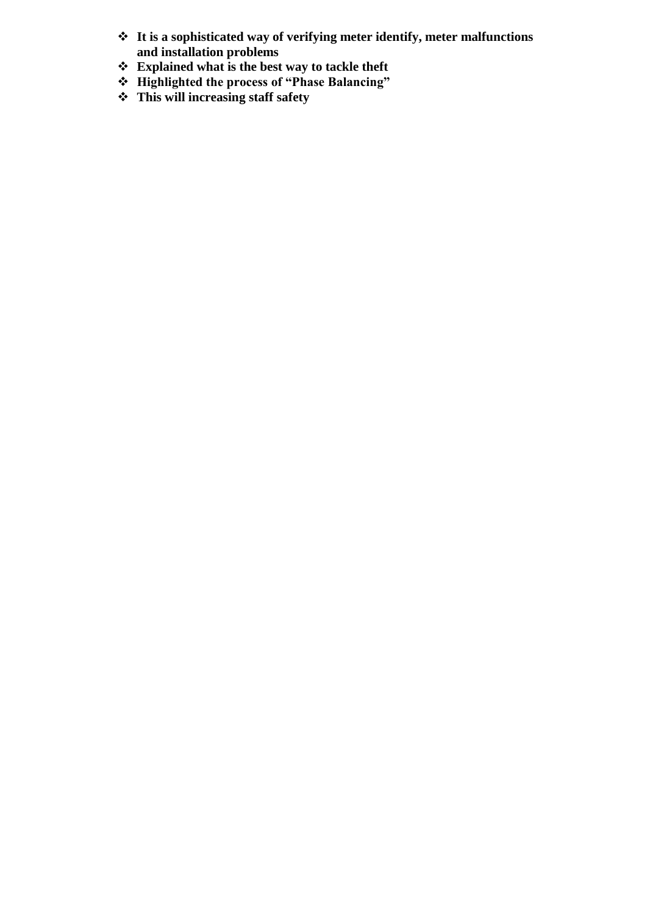- **It is a sophisticated way of verifying meter identify, meter malfunctions and installation problems**
- **Explained what is the best way to tackle theft**
- **Highlighted the process of "Phase Balancing"**
- **This will increasing staff safety**